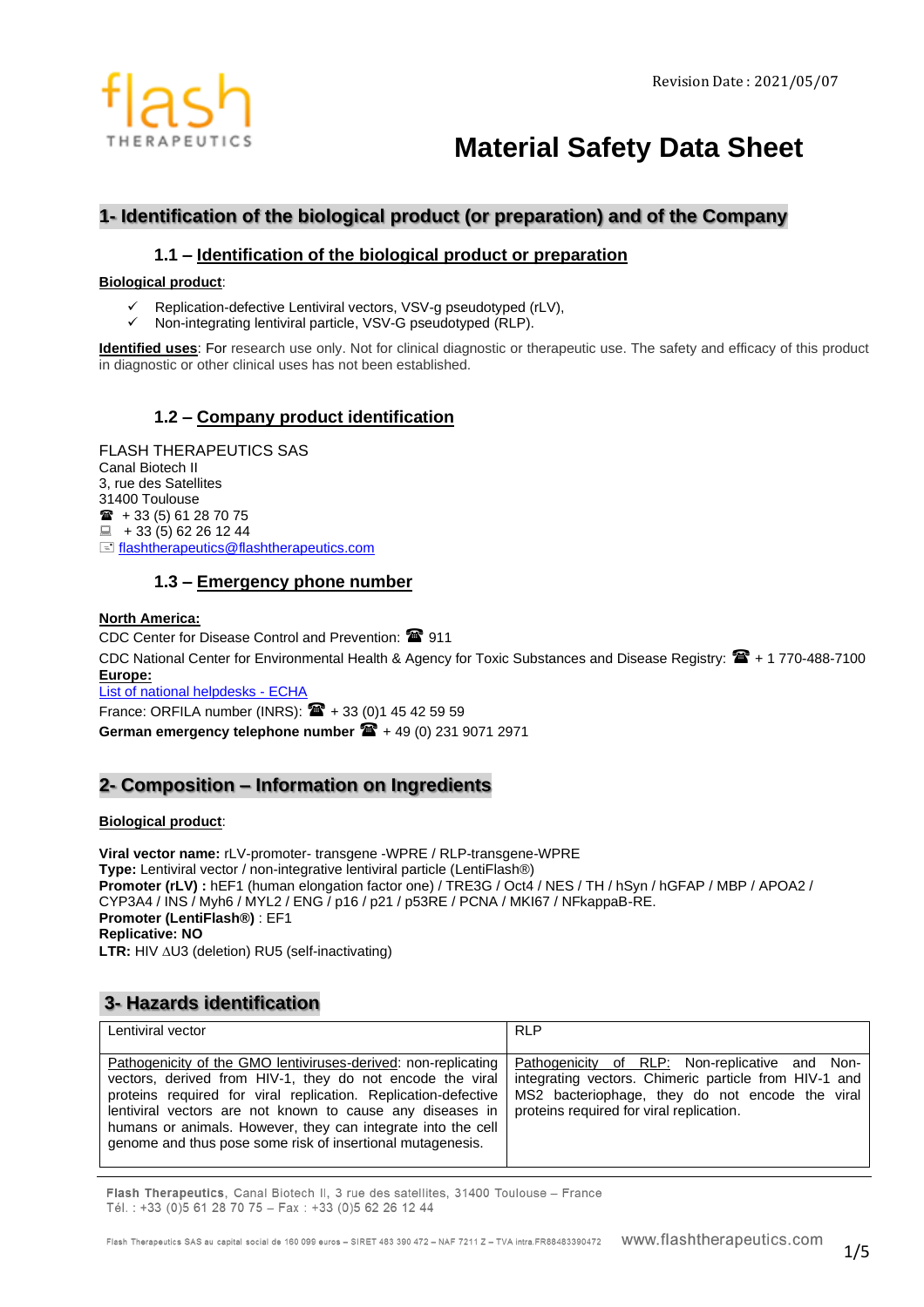Revision Date : 2021/05/07

# Material Safety Data Sheet

## 1- Identification of the biological product (or preparation) and of the Company

### 1.1 – Identification of the biological product or preparation

**Biological product**:

- ✓ Replication-defective Lentiviral vectors, VSV-g pseudotyped (rLV),
- ✓ Non-integrating lentiviral particle, VSV-G pseudotyped (RLP).

**Identified uses**: For research use only. Not for clinical diagnostic or therapeutic use. The safety and efficacy of this product in diagnostic or other clinical uses has not been established.

### 1.2 – Company product identification

FLASH THERAPEUTICS SAS
Canal Biotech II
3, rue des Satellites
31400 Toulouse
☎ + 33 (5) 61 28 70 75
+ 33 (5) 62 26 12 44
flashtherapeutics@flashtherapeutics.com

### 1.3 – Emergency phone number

**North America:**
CDC Center for Disease Control and Prevention: ☎ 911
CDC National Center for Environmental Health & Agency for Toxic Substances and Disease Registry: ☎ + 1 770-488-7100
**Europe:**
List of national helpdesks - ECHA
France: ORFILA number (INRS): ☎ + 33 (0)1 45 42 59 59
**German emergency telephone number** ☎ + 49 (0) 231 9071 2971

## 2- Composition – Information on Ingredients

**Biological product**:

**Viral vector name:** rLV-promoter- transgene -WPRE / RLP-transgene-WPRE
**Type:** Lentiviral vector / non-integrative lentiviral particle (LentiFlash®)
**Promoter (rLV) :** hEF1 (human elongation factor one) / TRE3G / Oct4 / NES / TH / hSyn / hGFAP / MBP / APOA2 / CYP3A4 / INS / Myh6 / MYL2 / ENG / p16 / p21 / p53RE / PCNA / MKI67 / NFkappaB-RE.
**Promoter (LentiFlash®)** : EF1
**Replicative: NO**
**LTR:** HIV ΔU3 (deletion) RU5 (self-inactivating)

## 3- Hazards identification

| Lentiviral vector | RLP |
|---|---|
| Pathogenicity of the GMO lentiviruses-derived: non-replicating vectors, derived from HIV-1, they do not encode the viral proteins required for viral replication. Replication-defective lentiviral vectors are not known to cause any diseases in humans or animals. However, they can integrate into the cell genome and thus pose some risk of insertional mutagenesis. | Pathogenicity of RLP: Non-replicative and Non-integrating vectors. Chimeric particle from HIV-1 and MS2 bacteriophage, they do not encode the viral proteins required for viral replication. |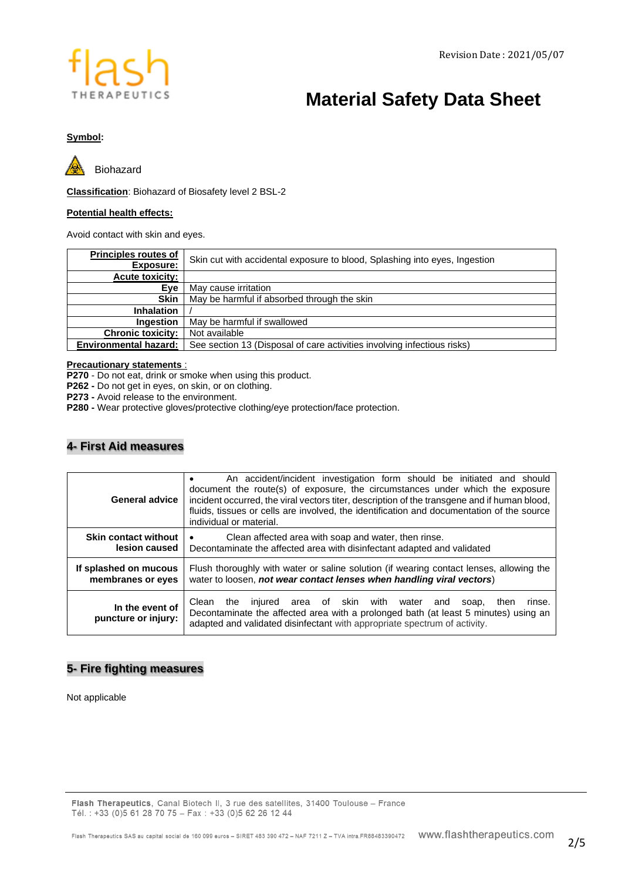**Symbol:**

Biohazard

**Classification**: Biohazard of Biosafety level 2 BSL-2

**Potential health effects:**

Avoid contact with skin and eyes.

| **Principles routes of Exposure:** | Skin cut with accidental exposure to blood, Splashing into eyes, Ingestion |
|---|---|
| **Acute toxicity:** | |
| **Eye** | May cause irritation |
| **Skin** | May be harmful if absorbed through the skin |
| **Inhalation** | / |
| **Ingestion** | May be harmful if swallowed |
| **Chronic toxicity:** | Not available |
| **Environmental hazard:** | See section 13 (Disposal of care activities involving infectious risks) |

**Precautionary statements** :

**P270** - Do not eat, drink or smoke when using this product.
**P262 -** Do not get in eyes, on skin, or on clothing.
**P273 -** Avoid release to the environment.
**P280 -** Wear protective gloves/protective clothing/eye protection/face protection.

## 4- First Aid measures

| **General advice** | • An accident/incident investigation form should be initiated and should document the route(s) of exposure, the circumstances under which the exposure incident occurred, the viral vectors titer, description of the transgene and if human blood, fluids, tissues or cells are involved, the identification and documentation of the source individual or material. |
|---|---|
| **Skin contact without lesion caused** | • Clean affected area with soap and water, then rinse. Decontaminate the affected area with disinfectant adapted and validated |
| **If splashed on mucous membranes or eyes** | Flush thoroughly with water or saline solution (if wearing contact lenses, allowing the water to loosen, ***not wear contact lenses when handling viral vectors***) |
| **In the event of puncture or injury:** | Clean the injured area of skin with water and soap, then rinse. Decontaminate the affected area with a prolonged bath (at least 5 minutes) using an adapted and validated disinfectant with appropriate spectrum of activity. |

## 5- Fire fighting measures

Not applicable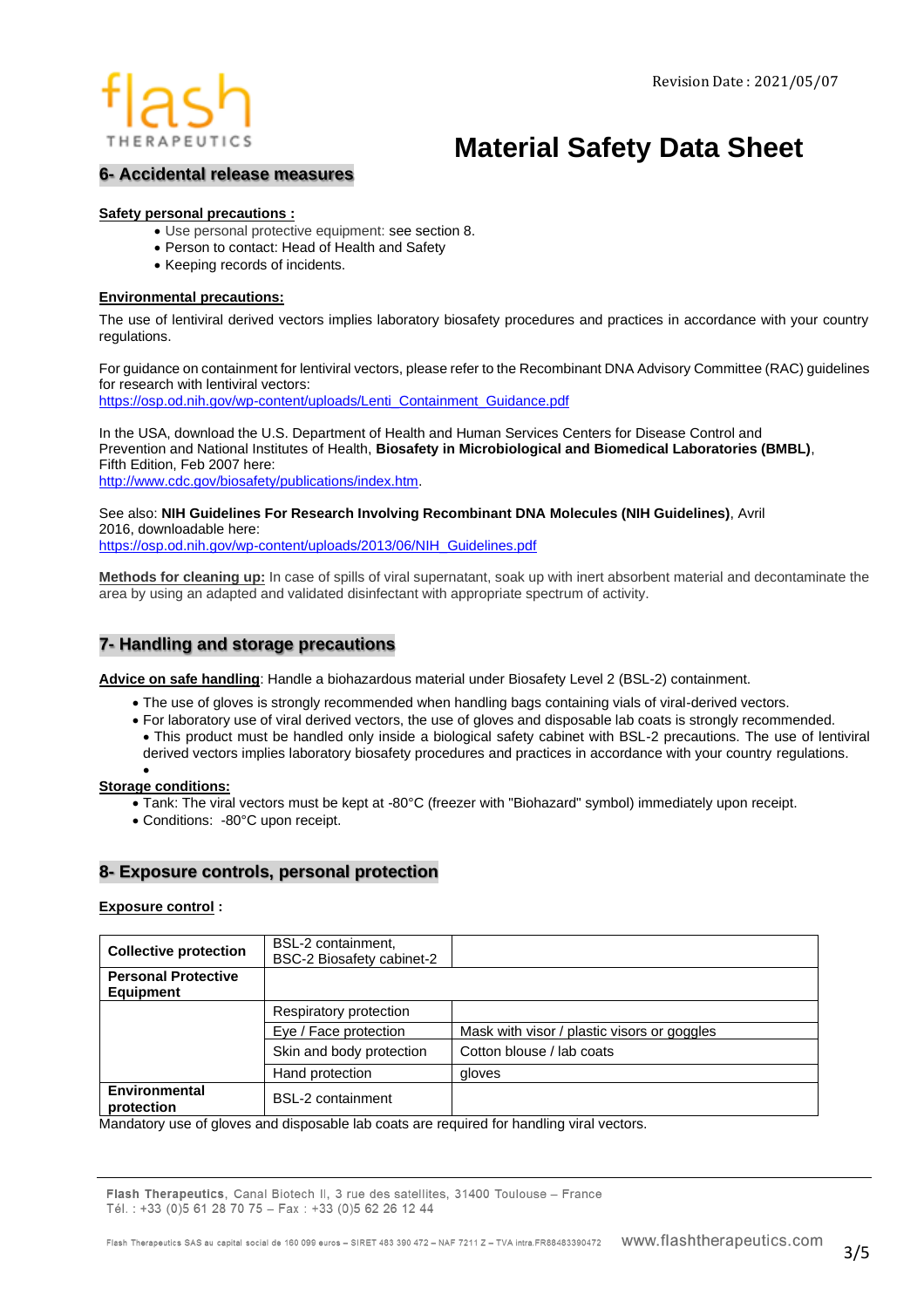## 6- Accidental release measures

**Safety personal precautions :**

- Use personal protective equipment: see section 8.
- Person to contact: Head of Health and Safety
- Keeping records of incidents.

**Environmental precautions:**

The use of lentiviral derived vectors implies laboratory biosafety procedures and practices in accordance with your country regulations.

For guidance on containment for lentiviral vectors, please refer to the Recombinant DNA Advisory Committee (RAC) guidelines for research with lentiviral vectors:
https://osp.od.nih.gov/wp-content/uploads/Lenti_Containment_Guidance.pdf

In the USA, download the U.S. Department of Health and Human Services Centers for Disease Control and Prevention and National Institutes of Health, **Biosafety in Microbiological and Biomedical Laboratories (BMBL)**, Fifth Edition, Feb 2007 here:
http://www.cdc.gov/biosafety/publications/index.htm.

See also: **NIH Guidelines For Research Involving Recombinant DNA Molecules (NIH Guidelines)**, Avril 2016, downloadable here:
https://osp.od.nih.gov/wp-content/uploads/2013/06/NIH_Guidelines.pdf

**Methods for cleaning up:** In case of spills of viral supernatant, soak up with inert absorbent material and decontaminate the area by using an adapted and validated disinfectant with appropriate spectrum of activity.

## 7- Handling and storage precautions

**Advice on safe handling**: Handle a biohazardous material under Biosafety Level 2 (BSL-2) containment.

- The use of gloves is strongly recommended when handling bags containing vials of viral-derived vectors.
- For laboratory use of viral derived vectors, the use of gloves and disposable lab coats is strongly recommended.
- This product must be handled only inside a biological safety cabinet with BSL-2 precautions. The use of lentiviral derived vectors implies laboratory biosafety procedures and practices in accordance with your country regulations.

**Storage conditions:**

- Tank: The viral vectors must be kept at -80°C (freezer with "Biohazard" symbol) immediately upon receipt.
- Conditions: -80°C upon receipt.

## 8- Exposure controls, personal protection

**Exposure control :**

| | | |
|---|---|---|
| **Collective protection** | BSL-2 containment, BSC-2 Biosafety cabinet-2 | |
| **Personal Protective Equipment** | | |
| | Respiratory protection | |
| | Eye / Face protection | Mask with visor / plastic visors or goggles |
| | Skin and body protection | Cotton blouse / lab coats |
| | Hand protection | gloves |
| **Environmental protection** | BSL-2 containment | |

Mandatory use of gloves and disposable lab coats are required for handling viral vectors.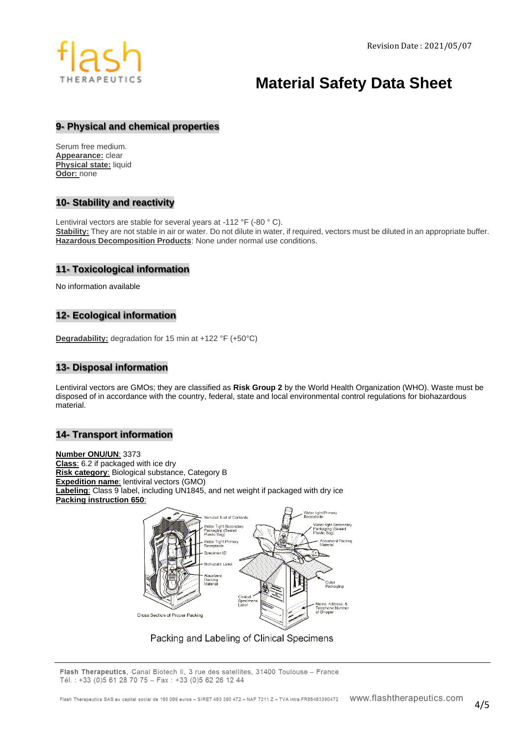# Material Safety Data Sheet

Revision Date : 2021/05/07

## 9- Physical and chemical properties

Serum free medium.
**Appearance:** clear
**Physical state:** liquid
**Odor:** none

## 10- Stability and reactivity

Lentiviral vectors are stable for several years at -112 °F (-80 ° C).
**Stability:** They are not stable in air or water. Do not dilute in water, if required, vectors must be diluted in an appropriate buffer.
**Hazardous Decomposition Products**: None under normal use conditions.

## 11- Toxicological information

No information available

## 12- Ecological information

**Degradability:** degradation for 15 min at +122 °F (+50°C)

## 13- Disposal information

Lentiviral vectors are GMOs; they are classified as **Risk Group 2** by the World Health Organization (WHO). Waste must be disposed of in accordance with the country, federal, state and local environmental control regulations for biohazardous material.

## 14- Transport information

**Number ONU/UN**: 3373
**Class**: 6.2 if packaged with ice dry
**Risk category**: Biological substance, Category B
**Expedition name**: lentiviral vectors (GMO)
**Labeling**: Class 9 label, including UN1845, and net weight if packaged with dry ice
**Packing instruction 650**:

Packing and Labeling of Clinical Specimens

Flash Therapeutics, Canal Biotech II, 3 rue des satellites, 31400 Toulouse – France
Tél. : +33 (0)5 61 28 70 75 – Fax : +33 (0)5 62 26 12 44

Flash Therapeutics SAS au capital social de 160 099 euros – SIRET 483 390 472 – NAF 7211 Z – TVA intra.FR88483390472 www.flashtherapeutics.com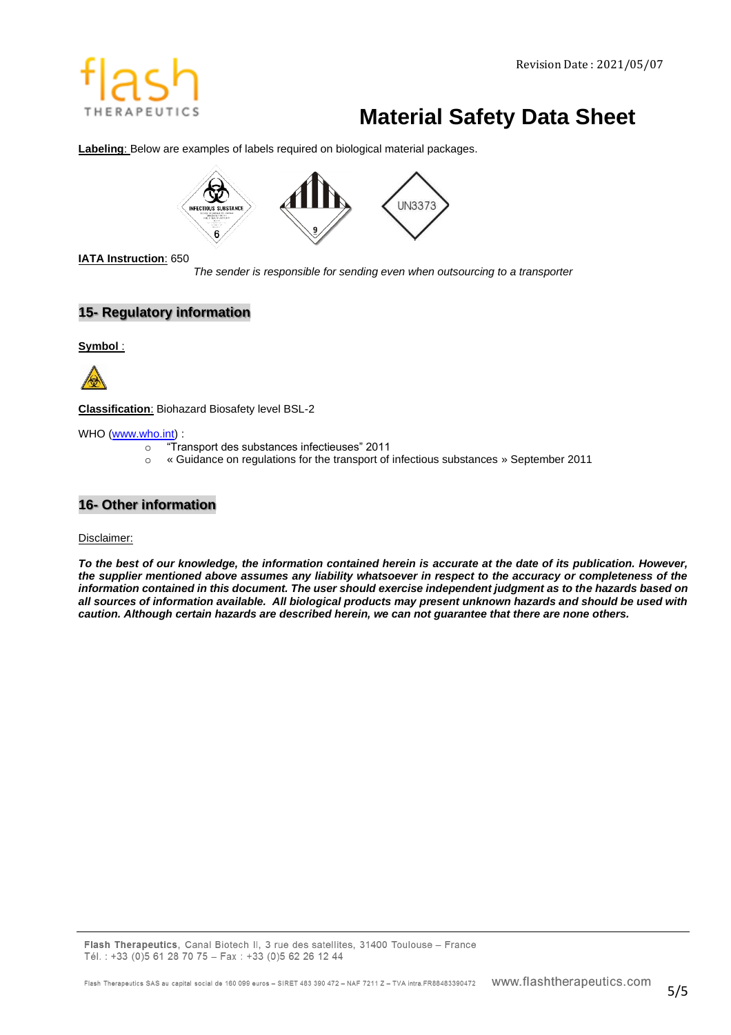**Labeling**: Below are examples of labels required on biological material packages.

**IATA Instruction**: 650

*The sender is responsible for sending even when outsourcing to a transporter*

## 15- Regulatory information

**Symbol** :

**Classification**: Biohazard Biosafety level BSL-2

WHO (www.who.int) :

- "Transport des substances infectieuses" 2011
- « Guidance on regulations for the transport of infectious substances » September 2011

## 16- Other information

Disclaimer:

***To the best of our knowledge, the information contained herein is accurate at the date of its publication. However, the supplier mentioned above assumes any liability whatsoever in respect to the accuracy or completeness of the information contained in this document. The user should exercise independent judgment as to the hazards based on all sources of information available. All biological products may present unknown hazards and should be used with caution. Although certain hazards are described herein, we can not guarantee that there are none others.***